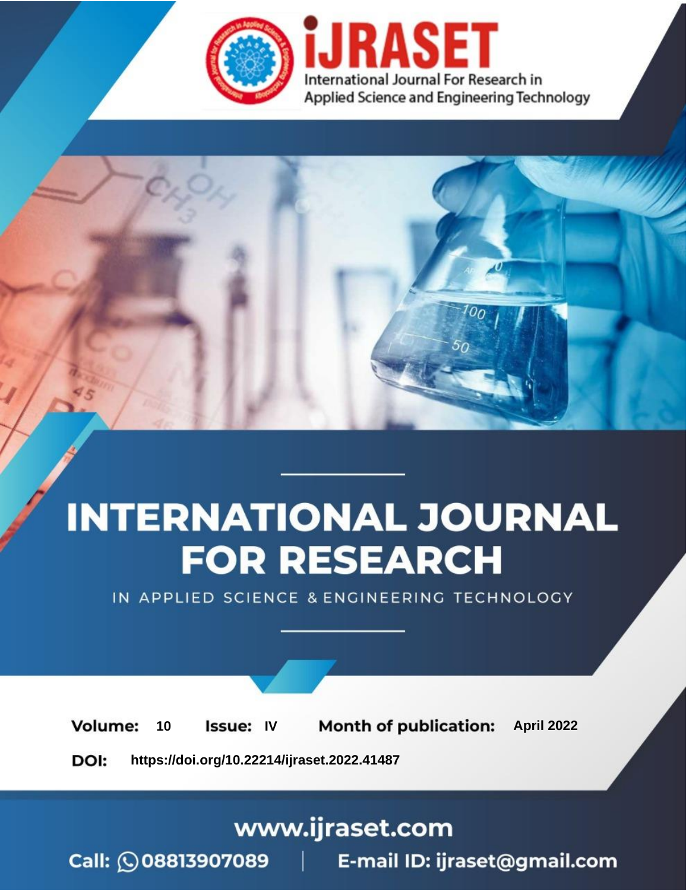iJRASET

International Journal For Research in Applied Science and Engineering Technology

# INTERNATIONAL JOURNAL FOR RESEARCH

IN APPLIED SCIENCE & ENGINEERING TECHNOLOGY

**Volume:** 10 **Issue:** IV **Month of publication:** April 2022

**DOI:** https://doi.org/10.22214/ijraset.2022.41487

www.ijraset.com

Call: 08813907089 | E-mail ID: ijraset@gmail.com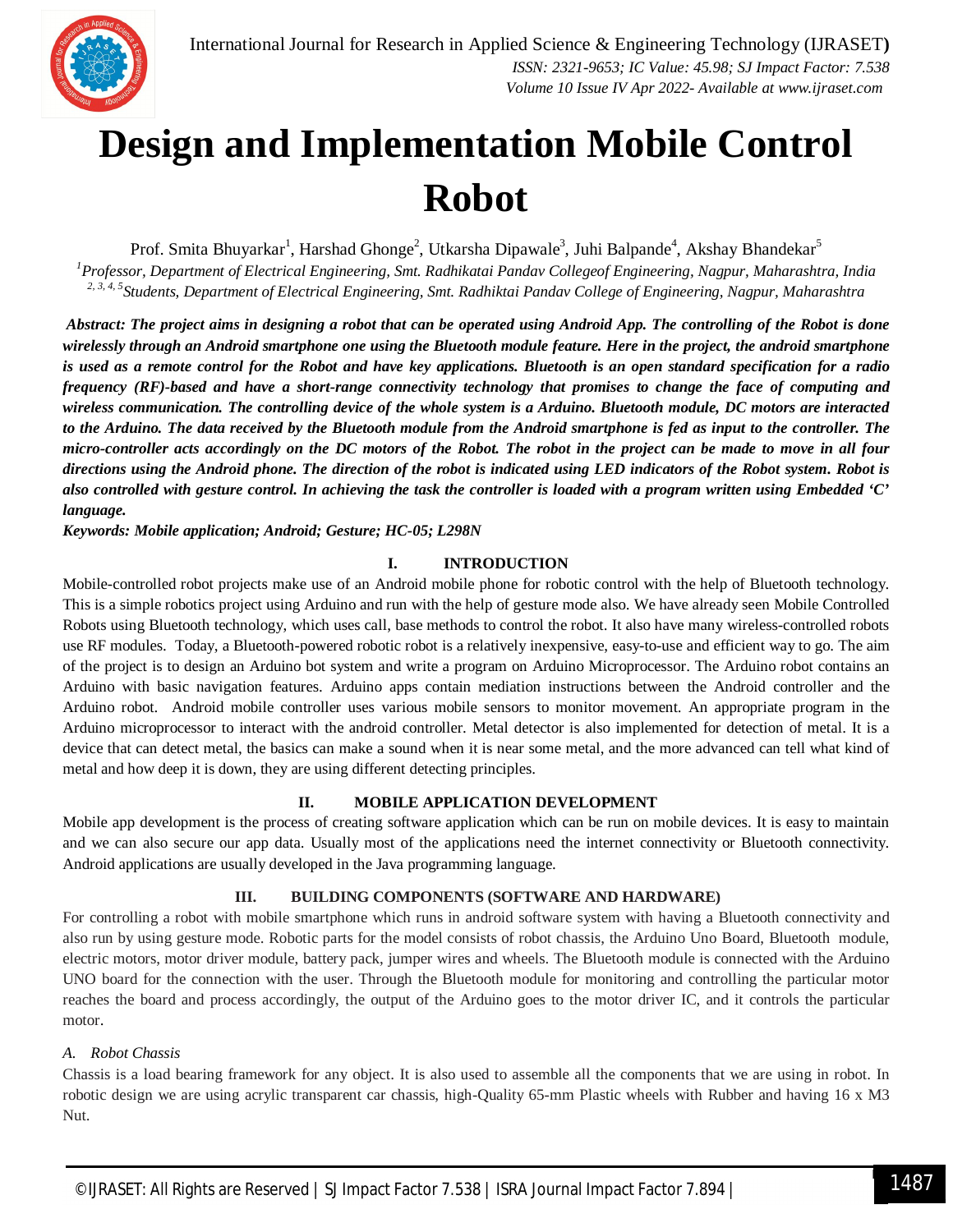# Design and Implementation Mobile Control Robot

Prof. Smita Bhuyarkar[1], Harshad Ghonge[2], Utkarsha Dipawale[3], Juhi Balpande[4], Akshay Bhandekar[5]

[1]*Professor, Department of Electrical Engineering, Smt. Radhikatai Pandav Collegeof Engineering, Nagpur, Maharashtra, India*

[2, 3, 4, 5]*Students, Department of Electrical Engineering, Smt. Radhiktai Pandav College of Engineering, Nagpur, Maharashtra*

***Abstract:** The project aims in designing a robot that can be operated using Android App. The controlling of the Robot is done wirelessly through an Android smartphone one using the Bluetooth module feature. Here in the project, the android smartphone is used as a remote control for the Robot and have key applications. Bluetooth is an open standard specification for a radio frequency (RF)-based and have a short-range connectivity technology that promises to change the face of computing and wireless communication. The controlling device of the whole system is a Arduino. Bluetooth module, DC motors are interacted to the Arduino. The data received by the Bluetooth module from the Android smartphone is fed as input to the controller. The micro-controller acts accordingly on the DC motors of the Robot. The robot in the project can be made to move in all four directions using the Android phone. The direction of the robot is indicated using LED indicators of the Robot system. Robot is also controlled with gesture control. In achieving the task the controller is loaded with a program written using Embedded 'C' language.*

***Keywords:** Mobile application; Android; Gesture; HC-05; L298N*

## I. INTRODUCTION

Mobile-controlled robot projects make use of an Android mobile phone for robotic control with the help of Bluetooth technology. This is a simple robotics project using Arduino and run with the help of gesture mode also. We have already seen Mobile Controlled Robots using Bluetooth technology, which uses call, base methods to control the robot. It also have many wireless-controlled robots use RF modules. Today, a Bluetooth-powered robotic robot is a relatively inexpensive, easy-to-use and efficient way to go. The aim of the project is to design an Arduino bot system and write a program on Arduino Microprocessor. The Arduino robot contains an Arduino with basic navigation features. Arduino apps contain mediation instructions between the Android controller and the Arduino robot. Android mobile controller uses various mobile sensors to monitor movement. An appropriate program in the Arduino microprocessor to interact with the android controller. Metal detector is also implemented for detection of metal. It is a device that can detect metal, the basics can make a sound when it is near some metal, and the more advanced can tell what kind of metal and how deep it is down, they are using different detecting principles.

## II. MOBILE APPLICATION DEVELOPMENT

Mobile app development is the process of creating software application which can be run on mobile devices. It is easy to maintain and we can also secure our app data. Usually most of the applications need the internet connectivity or Bluetooth connectivity. Android applications are usually developed in the Java programming language.

## III. BUILDING COMPONENTS (SOFTWARE AND HARDWARE)

For controlling a robot with mobile smartphone which runs in android software system with having a Bluetooth connectivity and also run by using gesture mode. Robotic parts for the model consists of robot chassis, the Arduino Uno Board, Bluetooth module, electric motors, motor driver module, battery pack, jumper wires and wheels. The Bluetooth module is connected with the Arduino UNO board for the connection with the user. Through the Bluetooth module for monitoring and controlling the particular motor reaches the board and process accordingly, the output of the Arduino goes to the motor driver IC, and it controls the particular motor.

### A. Robot Chassis

Chassis is a load bearing framework for any object. It is also used to assemble all the components that we are using in robot. In robotic design we are using acrylic transparent car chassis, high-Quality 65-mm Plastic wheels with Rubber and having 16 x M3 Nut.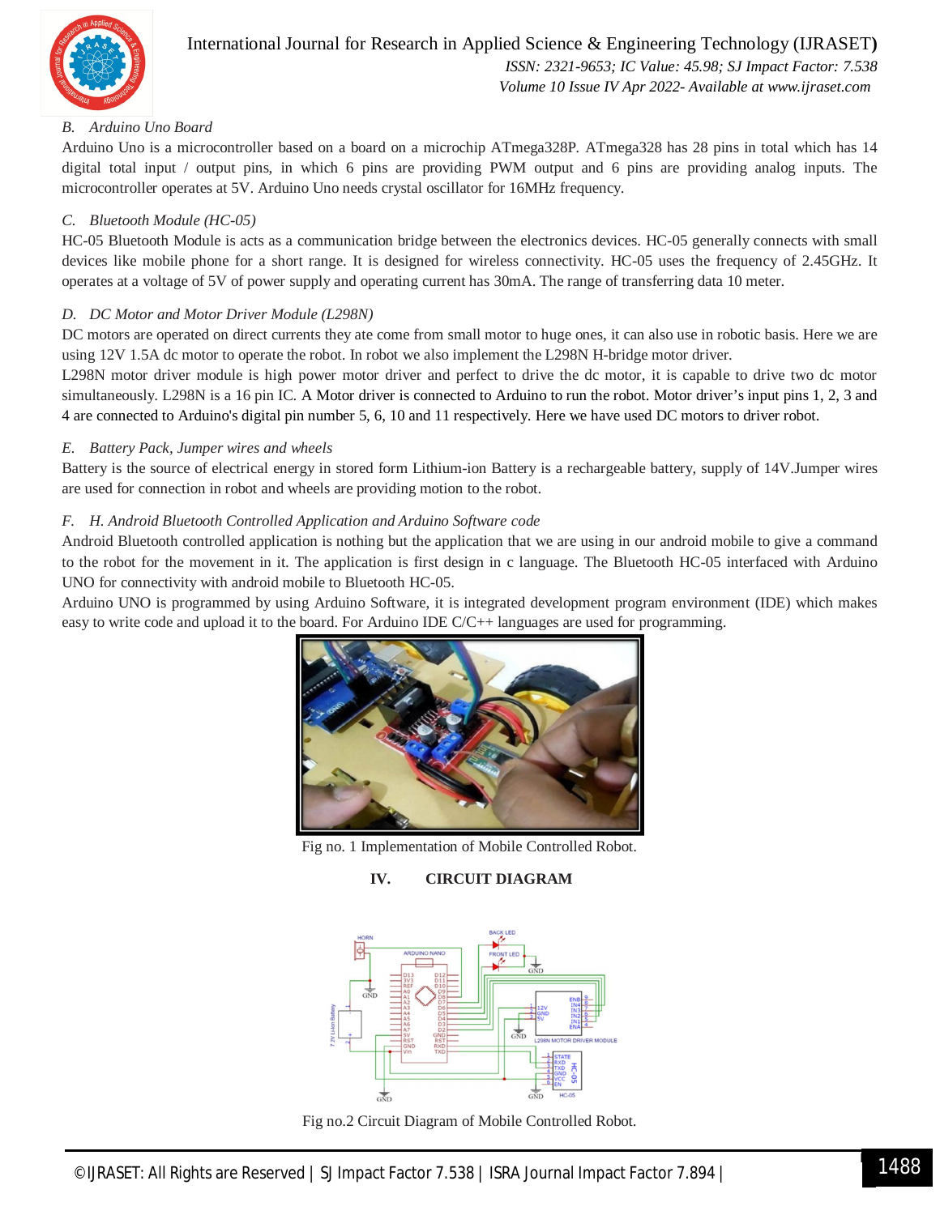### B. Arduino Uno Board

Arduino Uno is a microcontroller based on a board on a microchip ATmega328P. ATmega328 has 28 pins in total which has 14 digital total input / output pins, in which 6 pins are providing PWM output and 6 pins are providing analog inputs. The microcontroller operates at 5V. Arduino Uno needs crystal oscillator for 16MHz frequency.

### C. Bluetooth Module (HC-05)

HC-05 Bluetooth Module is acts as a communication bridge between the electronics devices. HC-05 generally connects with small devices like mobile phone for a short range. It is designed for wireless connectivity. HC-05 uses the frequency of 2.45GHz. It operates at a voltage of 5V of power supply and operating current has 30mA. The range of transferring data 10 meter.

### D. DC Motor and Motor Driver Module (L298N)

DC motors are operated on direct currents they ate come from small motor to huge ones, it can also use in robotic basis. Here we are using 12V 1.5A dc motor to operate the robot. In robot we also implement the L298N H-bridge motor driver.

L298N motor driver module is high power motor driver and perfect to drive the dc motor, it is capable to drive two dc motor simultaneously. L298N is a 16 pin IC. A Motor driver is connected to Arduino to run the robot. Motor driver's input pins 1, 2, 3 and 4 are connected to Arduino's digital pin number 5, 6, 10 and 11 respectively. Here we have used DC motors to driver robot.

### E. Battery Pack, Jumper wires and wheels

Battery is the source of electrical energy in stored form Lithium-ion Battery is a rechargeable battery, supply of 14V.Jumper wires are used for connection in robot and wheels are providing motion to the robot.

### F. H. Android Bluetooth Controlled Application and Arduino Software code

Android Bluetooth controlled application is nothing but the application that we are using in our android mobile to give a command to the robot for the movement in it. The application is first design in c language. The Bluetooth HC-05 interfaced with Arduino UNO for connectivity with android mobile to Bluetooth HC-05.

Arduino UNO is programmed by using Arduino Software, it is integrated development program environment (IDE) which makes easy to write code and upload it to the board. For Arduino IDE C/C++ languages are used for programming.

Fig no. 1 Implementation of Mobile Controlled Robot.

## IV. CIRCUIT DIAGRAM

Fig no.2 Circuit Diagram of Mobile Controlled Robot.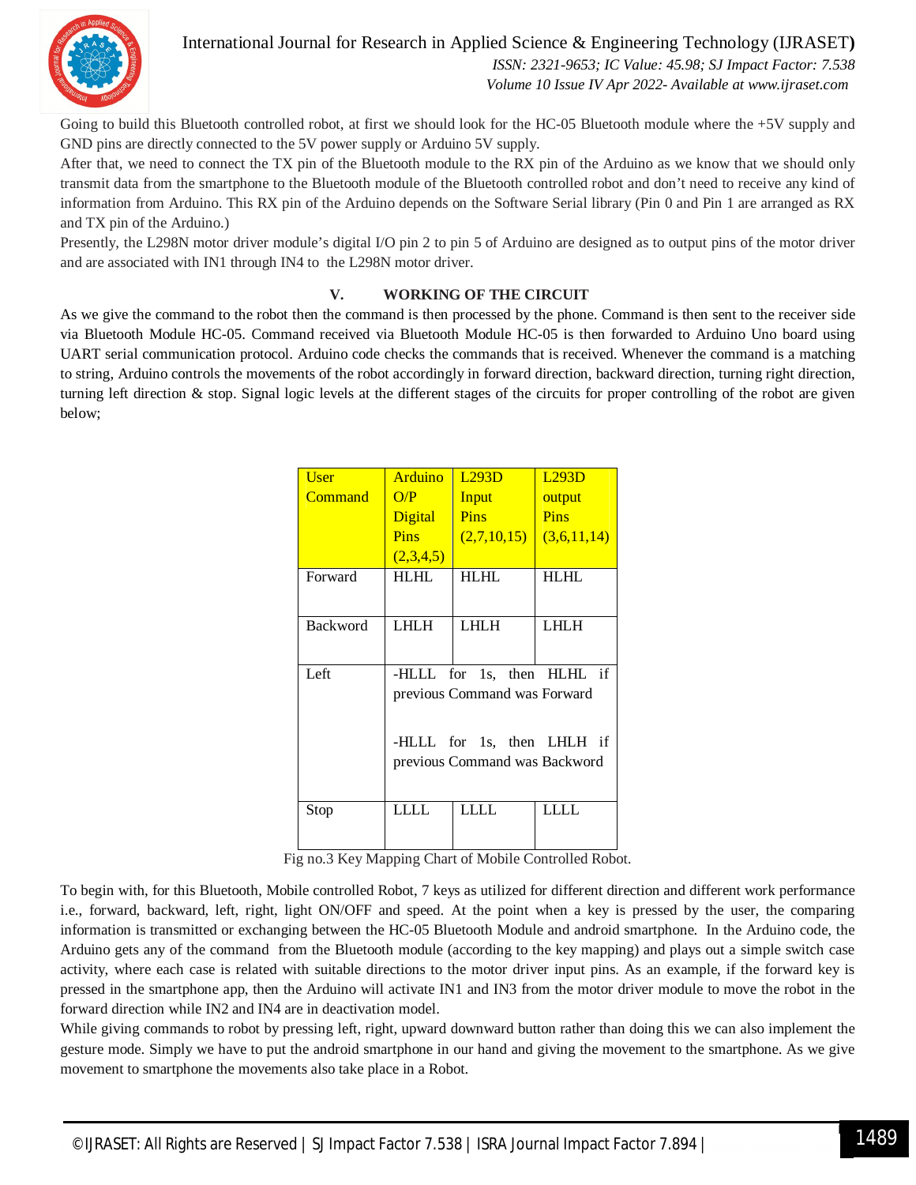Going to build this Bluetooth controlled robot, at first we should look for the HC-05 Bluetooth module where the +5V supply and GND pins are directly connected to the 5V power supply or Arduino 5V supply.

After that, we need to connect the TX pin of the Bluetooth module to the RX pin of the Arduino as we know that we should only transmit data from the smartphone to the Bluetooth module of the Bluetooth controlled robot and don't need to receive any kind of information from Arduino. This RX pin of the Arduino depends on the Software Serial library (Pin 0 and Pin 1 are arranged as RX and TX pin of the Arduino.)

Presently, the L298N motor driver module's digital I/O pin 2 to pin 5 of Arduino are designed as to output pins of the motor driver and are associated with IN1 through IN4 to the L298N motor driver.

## V. WORKING OF THE CIRCUIT

As we give the command to the robot then the command is then processed by the phone. Command is then sent to the receiver side via Bluetooth Module HC-05. Command received via Bluetooth Module HC-05 is then forwarded to Arduino Uno board using UART serial communication protocol. Arduino code checks the commands that is received. Whenever the command is a matching to string, Arduino controls the movements of the robot accordingly in forward direction, backward direction, turning right direction, turning left direction & stop. Signal logic levels at the different stages of the circuits for proper controlling of the robot are given below;

| User Command | Arduino O/P Digital Pins (2,3,4,5) | L293D Input Pins (2,7,10,15) | L293D output Pins (3,6,11,14) |
|---|---|---|---|
| Forward | HLHL | HLHL | HLHL |
| Backword | LHLH | LHLH | LHLH |
| Left | -HLLL for 1s, then HLHL if previous Command was Forward<br><br>-HLLL for 1s, then LHLH if previous Command was Backword | | |
| Stop | LLLL | LLLL | LLLL |

Fig no.3 Key Mapping Chart of Mobile Controlled Robot.

To begin with, for this Bluetooth, Mobile controlled Robot, 7 keys as utilized for different direction and different work performance i.e., forward, backward, left, right, light ON/OFF and speed. At the point when a key is pressed by the user, the comparing information is transmitted or exchanging between the HC-05 Bluetooth Module and android smartphone. In the Arduino code, the Arduino gets any of the command from the Bluetooth module (according to the key mapping) and plays out a simple switch case activity, where each case is related with suitable directions to the motor driver input pins. As an example, if the forward key is pressed in the smartphone app, then the Arduino will activate IN1 and IN3 from the motor driver module to move the robot in the forward direction while IN2 and IN4 are in deactivation model.

While giving commands to robot by pressing left, right, upward downward button rather than doing this we can also implement the gesture mode. Simply we have to put the android smartphone in our hand and giving the movement to the smartphone. As we give movement to smartphone the movements also take place in a Robot.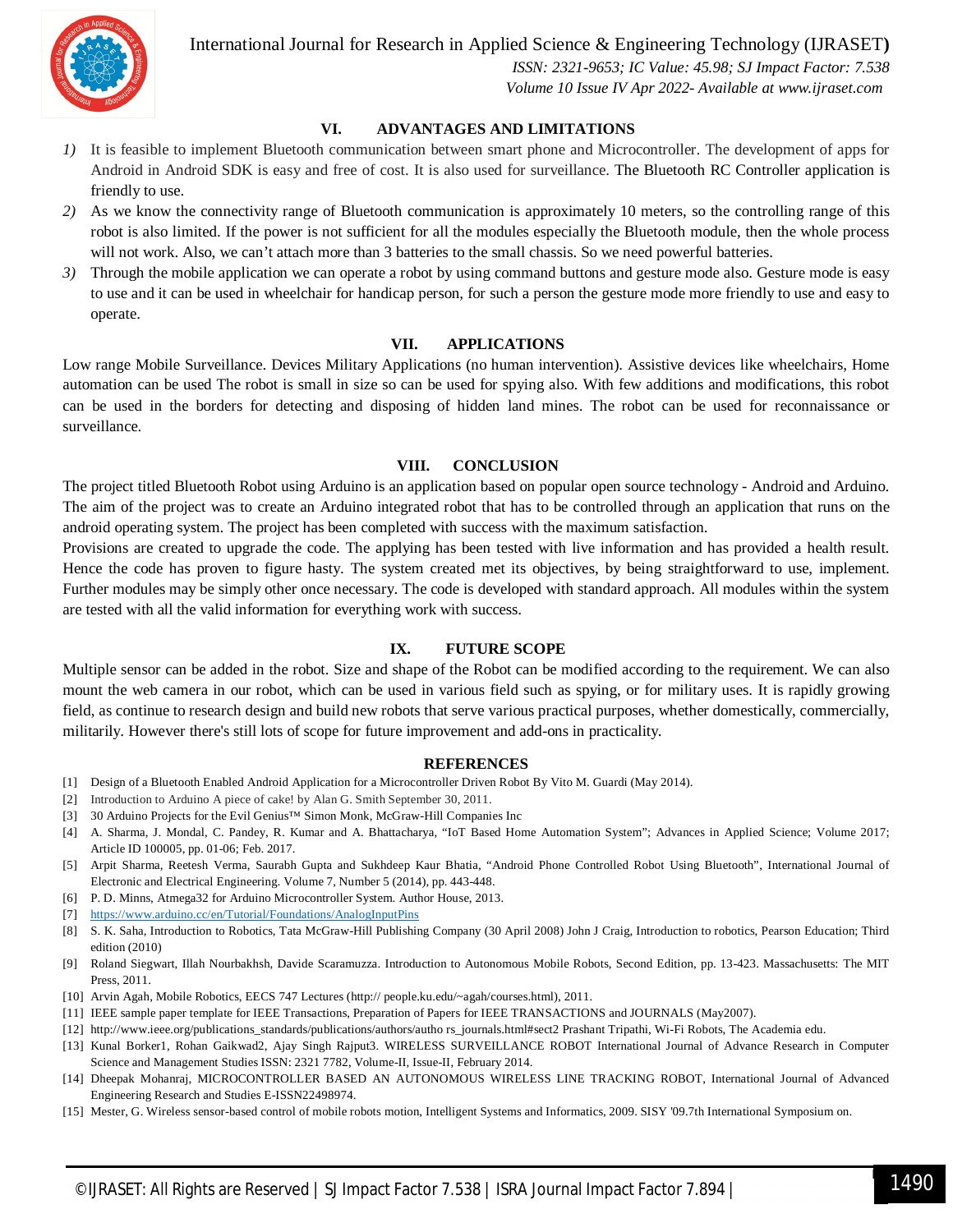## VI. ADVANTAGES AND LIMITATIONS

1) It is feasible to implement Bluetooth communication between smart phone and Microcontroller. The development of apps for Android in Android SDK is easy and free of cost. It is also used for surveillance. The Bluetooth RC Controller application is friendly to use.
2) As we know the connectivity range of Bluetooth communication is approximately 10 meters, so the controlling range of this robot is also limited. If the power is not sufficient for all the modules especially the Bluetooth module, then the whole process will not work. Also, we can't attach more than 3 batteries to the small chassis. So we need powerful batteries.
3) Through the mobile application we can operate a robot by using command buttons and gesture mode also. Gesture mode is easy to use and it can be used in wheelchair for handicap person, for such a person the gesture mode more friendly to use and easy to operate.

## VII. APPLICATIONS

Low range Mobile Surveillance. Devices Military Applications (no human intervention). Assistive devices like wheelchairs, Home automation can be used The robot is small in size so can be used for spying also. With few additions and modifications, this robot can be used in the borders for detecting and disposing of hidden land mines. The robot can be used for reconnaissance or surveillance.

## VIII. CONCLUSION

The project titled Bluetooth Robot using Arduino is an application based on popular open source technology - Android and Arduino. The aim of the project was to create an Arduino integrated robot that has to be controlled through an application that runs on the android operating system. The project has been completed with success with the maximum satisfaction.

Provisions are created to upgrade the code. The applying has been tested with live information and has provided a health result. Hence the code has proven to figure hasty. The system created met its objectives, by being straightforward to use, implement. Further modules may be simply other once necessary. The code is developed with standard approach. All modules within the system are tested with all the valid information for everything work with success.

## IX. FUTURE SCOPE

Multiple sensor can be added in the robot. Size and shape of the Robot can be modified according to the requirement. We can also mount the web camera in our robot, which can be used in various field such as spying, or for military uses. It is rapidly growing field, as continue to research design and build new robots that serve various practical purposes, whether domestically, commercially, militarily. However there's still lots of scope for future improvement and add-ons in practicality.

## REFERENCES

[1] Design of a Bluetooth Enabled Android Application for a Microcontroller Driven Robot By Vito M. Guardi (May 2014).
[2] Introduction to Arduino A piece of cake! by Alan G. Smith September 30, 2011.
[3] 30 Arduino Projects for the Evil Genius™ Simon Monk, McGraw-Hill Companies Inc
[4] A. Sharma, J. Mondal, C. Pandey, R. Kumar and A. Bhattacharya, "IoT Based Home Automation System"; Advances in Applied Science; Volume 2017; Article ID 100005, pp. 01-06; Feb. 2017.
[5] Arpit Sharma, Reetesh Verma, Saurabh Gupta and Sukhdeep Kaur Bhatia, "Android Phone Controlled Robot Using Bluetooth", International Journal of Electronic and Electrical Engineering. Volume 7, Number 5 (2014), pp. 443-448.
[6] P. D. Minns, Atmega32 for Arduino Microcontroller System. Author House, 2013.
[7] https://www.arduino.cc/en/Tutorial/Foundations/AnalogInputPins
[8] S. K. Saha, Introduction to Robotics, Tata McGraw-Hill Publishing Company (30 April 2008) John J Craig, Introduction to robotics, Pearson Education; Third edition (2010)
[9] Roland Siegwart, Illah Nourbakhsh, Davide Scaramuzza. Introduction to Autonomous Mobile Robots, Second Edition, pp. 13-423. Massachusetts: The MIT Press, 2011.
[10] Arvin Agah, Mobile Robotics, EECS 747 Lectures (http:// people.ku.edu/~agah/courses.html), 2011.
[11] IEEE sample paper template for IEEE Transactions, Preparation of Papers for IEEE TRANSACTIONS and JOURNALS (May2007).
[12] http://www.ieee.org/publications_standards/publications/authors/autho rs_journals.html#sect2 Prashant Tripathi, Wi-Fi Robots, The Academia edu.
[13] Kunal Borker1, Rohan Gaikwad2, Ajay Singh Rajput3. WIRELESS SURVEILLANCE ROBOT International Journal of Advance Research in Computer Science and Management Studies ISSN: 2321 7782, Volume-II, Issue-II, February 2014.
[14] Dheepak Mohanraj, MICROCONTROLLER BASED AN AUTONOMOUS WIRELESS LINE TRACKING ROBOT, International Journal of Advanced Engineering Research and Studies E-ISSN22498974.
[15] Mester, G. Wireless sensor-based control of mobile robots motion, Intelligent Systems and Informatics, 2009. SISY '09.7th International Symposium on.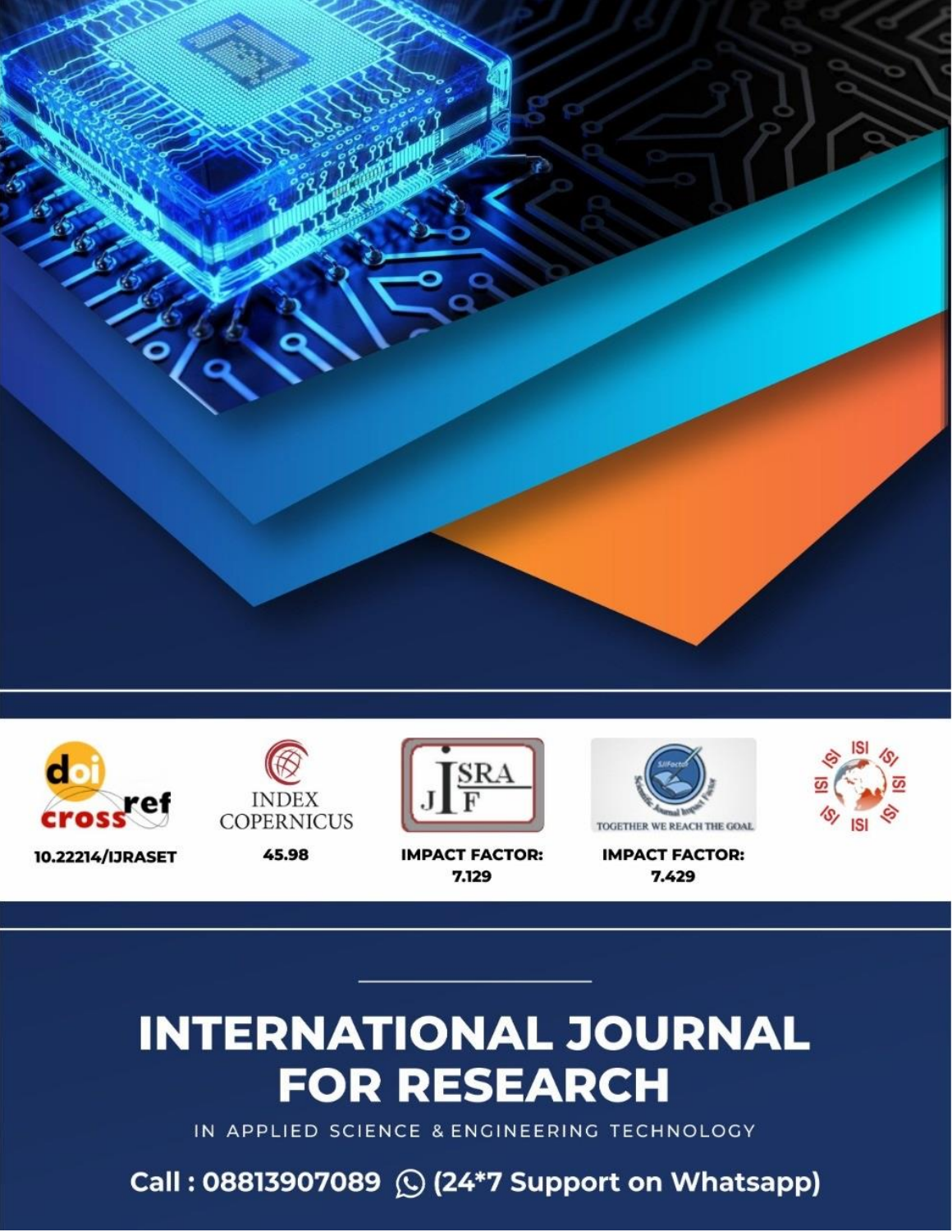10.22214/IJRASET

INDEX COPERNICUS

45.98

IMPACT FACTOR: 7.129

IMPACT FACTOR: 7.429

# INTERNATIONAL JOURNAL FOR RESEARCH

IN APPLIED SCIENCE & ENGINEERING TECHNOLOGY

Call : 08813907089 (24*7 Support on Whatsapp)